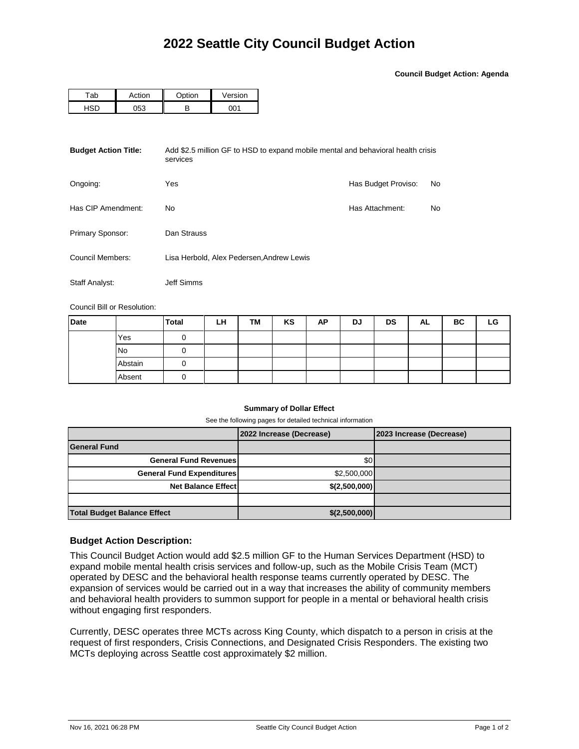# 2022 Seattle City Council Budget Action

**Council Budget Action: Agenda**

| Tab | Action | Option | Version |
|---|---|---|---|
| HSD | 053 | B | 001 |

**Budget Action Title:** Add $2.5 million GF to HSD to expand mobile mental and behavioral health crisis services

Ongoing: Yes

Has Budget Proviso: No

Has CIP Amendment: No

Has Attachment: No

Primary Sponsor: Dan Strauss

Council Members: Lisa Herbold, Alex Pedersen,Andrew Lewis

Staff Analyst: Jeff Simms

Council Bill or Resolution:

| Date | | Total | LH | TM | KS | AP | DJ | DS | AL | BC | LG |
|---|---|---|---|---|---|---|---|---|---|---|---|
| | Yes | 0 | | | | | | | | | |
| | No | 0 | | | | | | | | | |
| | Abstain | 0 | | | | | | | | | |
| | Absent | 0 | | | | | | | | | |

**Summary of Dollar Effect**

See the following pages for detailed technical information

| | 2022 Increase (Decrease) | 2023 Increase (Decrease) |
|---|---|---|
| **General Fund** | | |
| **General Fund Revenues** | $0 | |
| **General Fund Expenditures** | $2,500,000 | |
| **Net Balance Effect** | **$(2,500,000)** | |
| | | |
| **Total Budget Balance Effect** | **$(2,500,000)** | |

### Budget Action Description:

This Council Budget Action would add $2.5 million GF to the Human Services Department (HSD) to expand mobile mental health crisis services and follow-up, such as the Mobile Crisis Team (MCT) operated by DESC and the behavioral health response teams currently operated by DESC. The expansion of services would be carried out in a way that increases the ability of community members and behavioral health providers to summon support for people in a mental or behavioral health crisis without engaging first responders.

Currently, DESC operates three MCTs across King County, which dispatch to a person in crisis at the request of first responders, Crisis Connections, and Designated Crisis Responders. The existing two MCTs deploying across Seattle cost approximately $2 million.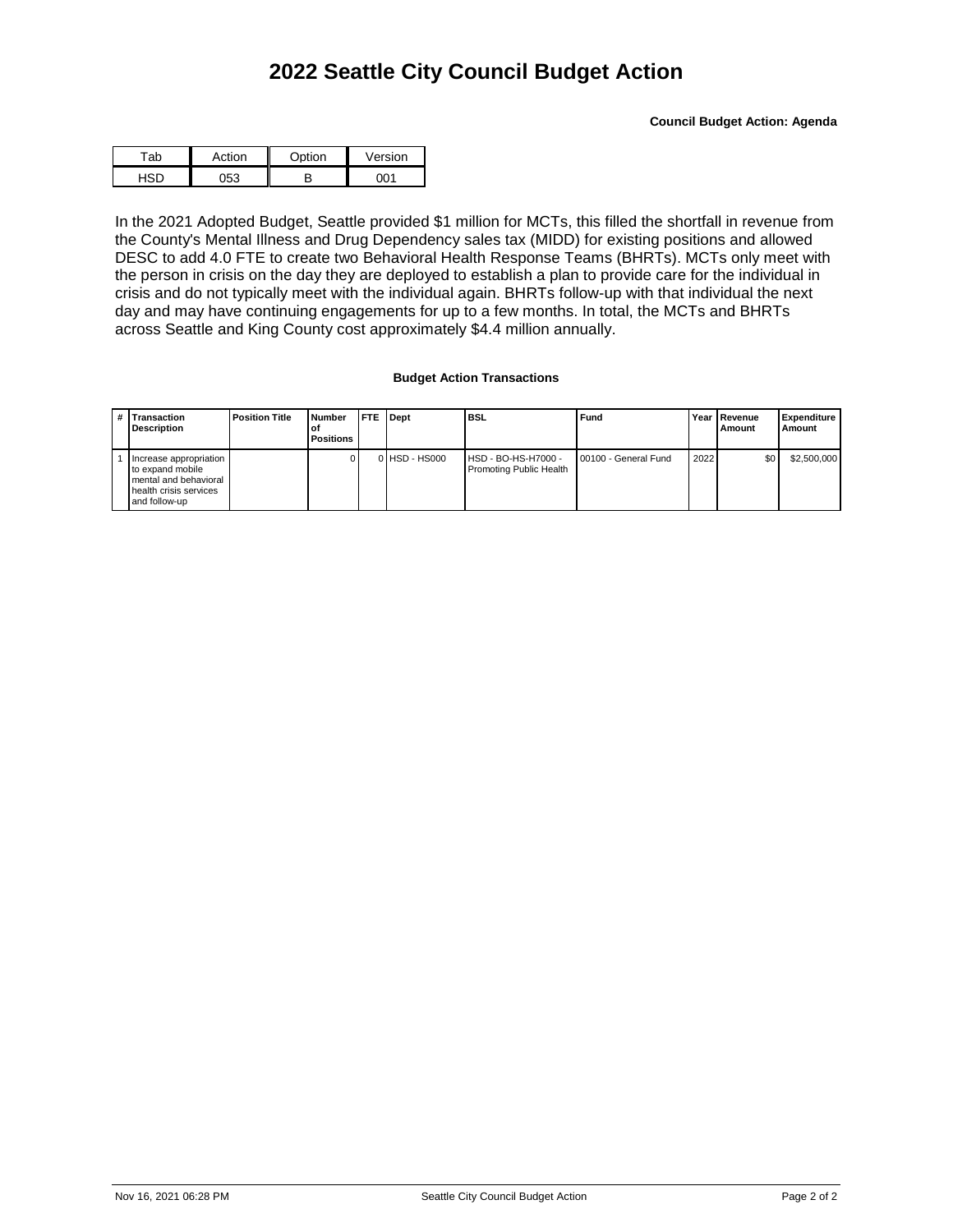# 2022 Seattle City Council Budget Action

**Council Budget Action: Agenda**

| Tab | Action | Option | Version |
|---|---|---|---|
| HSD | 053 | B | 001 |

In the 2021 Adopted Budget, Seattle provided $1 million for MCTs, this filled the shortfall in revenue from the County's Mental Illness and Drug Dependency sales tax (MIDD) for existing positions and allowed DESC to add 4.0 FTE to create two Behavioral Health Response Teams (BHRTs). MCTs only meet with the person in crisis on the day they are deployed to establish a plan to provide care for the individual in crisis and do not typically meet with the individual again. BHRTs follow-up with that individual the next day and may have continuing engagements for up to a few months. In total, the MCTs and BHRTs across Seattle and King County cost approximately $4.4 million annually.

**Budget Action Transactions**

| # | Transaction Description | Position Title | Number of Positions | FTE | Dept | BSL | Fund | Year | Revenue Amount | Expenditure Amount |
|---|---|---|---|---|---|---|---|---|---|---|
| 1 | Increase appropriation to expand mobile mental and behavioral health crisis services and follow-up | | 0 | 0 | HSD - HS000 | HSD - BO-HS-H7000 - Promoting Public Health | 00100 - General Fund | 2022 | $0 | $2,500,000 |